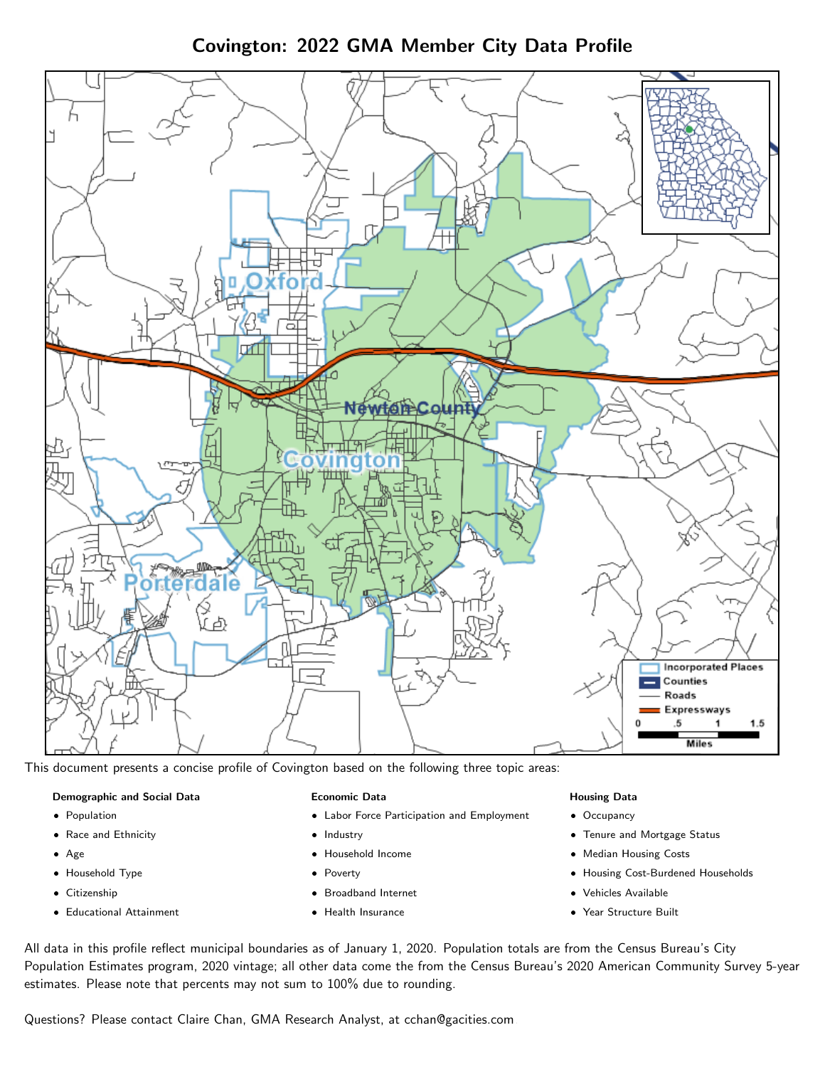# Covington: 2022 GMA Member City Data Profile

This document presents a concise profile of Covington based on the following three topic areas:

**Demographic and Social Data**

- Population
- Race and Ethnicity
- Age
- Household Type
- Citizenship
- Educational Attainment

**Economic Data**

- Labor Force Participation and Employment
- Industry
- Household Income
- Poverty
- Broadband Internet
- Health Insurance

**Housing Data**

- Occupancy
- Tenure and Mortgage Status
- Median Housing Costs
- Housing Cost-Burdened Households
- Vehicles Available
- Year Structure Built

All data in this profile reflect municipal boundaries as of January 1, 2020. Population totals are from the Census Bureau's City Population Estimates program, 2020 vintage; all other data come the from the Census Bureau's 2020 American Community Survey 5-year estimates. Please note that percents may not sum to 100% due to rounding.

Questions? Please contact Claire Chan, GMA Research Analyst, at cchan@gacities.com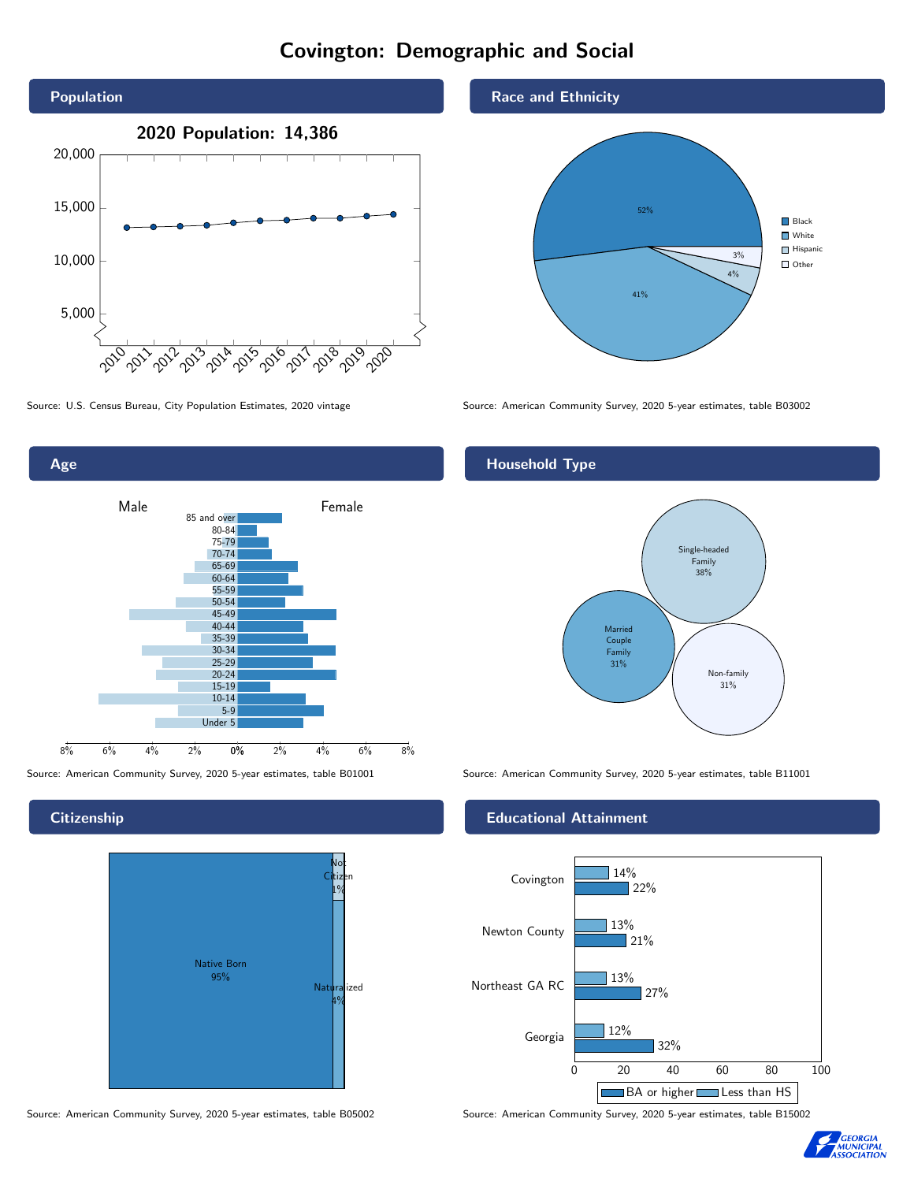# Covington: Demographic and Social

## Population

2020 Population: 14,386

Source: U.S. Census Bureau, City Population Estimates, 2020 vintage

## Race and Ethnicity

| Race/Ethnicity | Percent |
|---|---|
| Black | 52% |
| White | 41% |
| Hispanic | 4% |
| Other | 3% |

Source: American Community Survey, 2020 5-year estimates, table B03002

## Age

Source: American Community Survey, 2020 5-year estimates, table B01001

## Household Type

| Household Type | Percent |
|---|---|
| Single-headed Family | 38% |
| Married Couple Family | 31% |
| Non-family | 31% |

Source: American Community Survey, 2020 5-year estimates, table B11001

## Citizenship

| Citizenship | Percent |
|---|---|
| Native Born | 95% |
| Naturalized | 4% |
| Not Citizen | 1% |

Source: American Community Survey, 2020 5-year estimates, table B05002

## Educational Attainment

| Area | Less than HS | BA or higher |
|---|---|---|
| Covington | 14% | 22% |
| Newton County | 13% | 21% |
| Northeast GA RC | 13% | 27% |
| Georgia | 12% | 32% |

Source: American Community Survey, 2020 5-year estimates, table B15002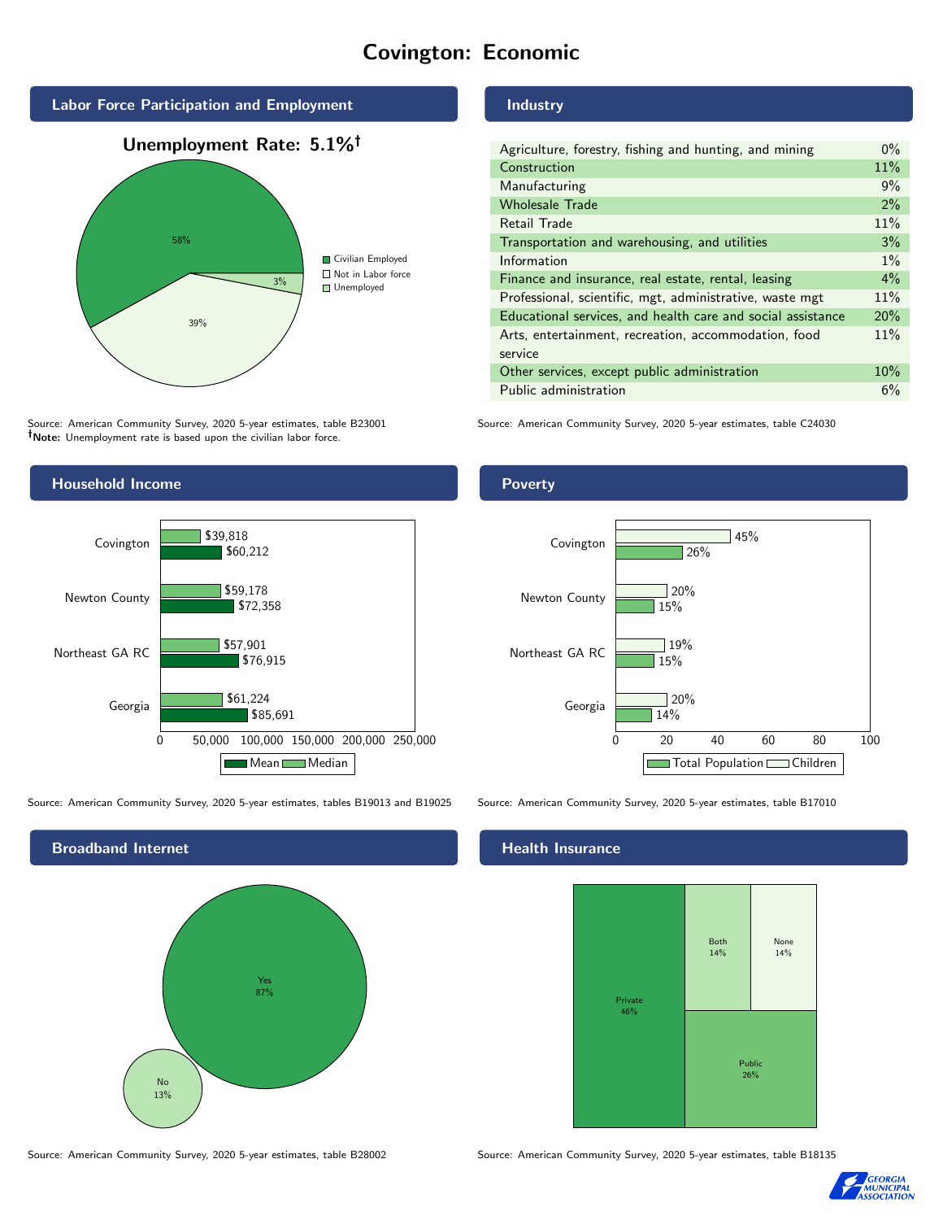# Covington: Economic

## Labor Force Participation and Employment

**Unemployment Rate: 5.1%†**

| Category | Percent |
|---|---|
| Civilian Employed | 58% |
| Not in Labor force | 39% |
| Unemployed | 3% |

Source: American Community Survey, 2020 5-year estimates, table B23001
†**Note:** Unemployment rate is based upon the civilian labor force.

## Industry

| Industry | Percent |
|---|---|
| Agriculture, forestry, fishing and hunting, and mining | 0% |
| Construction | 11% |
| Manufacturing | 9% |
| Wholesale Trade | 2% |
| Retail Trade | 11% |
| Transportation and warehousing, and utilities | 3% |
| Information | 1% |
| Finance and insurance, real estate, rental, leasing | 4% |
| Professional, scientific, mgt, administrative, waste mgt | 11% |
| Educational services, and health care and social assistance | 20% |
| Arts, entertainment, recreation, accommodation, food service | 11% |
| Other services, except public administration | 10% |
| Public administration | 6% |

Source: American Community Survey, 2020 5-year estimates, table C24030

## Household Income

| Area | Median | Mean |
|---|---|---|
| Covington | $39,818 | $60,212 |
| Newton County | $59,178 | $72,358 |
| Northeast GA RC | $57,901 | $76,915 |
| Georgia | $61,224 | $85,691 |

Source: American Community Survey, 2020 5-year estimates, tables B19013 and B19025

## Poverty

| Area | Children | Total Population |
|---|---|---|
| Covington | 45% | 26% |
| Newton County | 20% | 15% |
| Northeast GA RC | 19% | 15% |
| Georgia | 20% | 14% |

Source: American Community Survey, 2020 5-year estimates, table B17010

## Broadband Internet

| Response | Percent |
|---|---|
| Yes | 87% |
| No | 13% |

Source: American Community Survey, 2020 5-year estimates, table B28002

## Health Insurance

| Type | Percent |
|---|---|
| Private | 46% |
| Public | 26% |
| Both | 14% |
| None | 14% |

Source: American Community Survey, 2020 5-year estimates, table B18135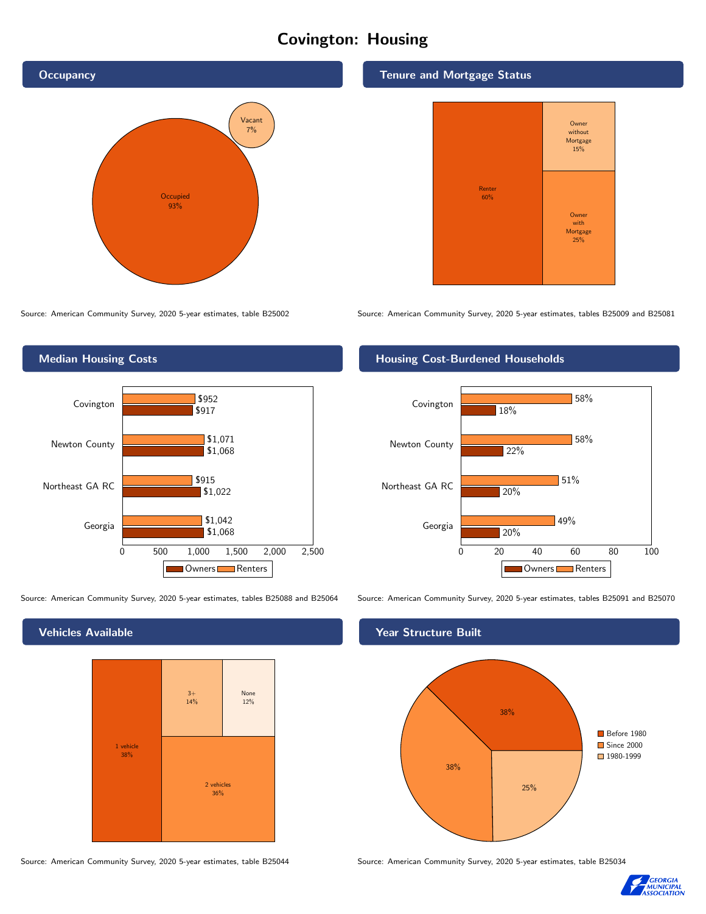# Covington: Housing

## Occupancy

Vacant
7%

Occupied
93%

Source: American Community Survey, 2020 5-year estimates, table B25002

## Tenure and Mortgage Status

Renter
60%

Owner without Mortgage
15%

Owner with Mortgage
25%

Source: American Community Survey, 2020 5-year estimates, tables B25009 and B25081

## Median Housing Costs

Covington
$952
$917

Newton County
$1,071
$1,068

Northeast GA RC
$915
$1,022

Georgia
$1,042
$1,068

0 500 1,000 1,500 2,000 2,500

Owners Renters

Source: American Community Survey, 2020 5-year estimates, tables B25088 and B25064

## Housing Cost-Burdened Households

Covington
58%
18%

Newton County
58%
22%

Northeast GA RC
51%
20%

Georgia
49%
20%

0 20 40 60 80 100

Owners Renters

Source: American Community Survey, 2020 5-year estimates, tables B25091 and B25070

## Vehicles Available

1 vehicle
38%

3+
14%

None
12%

2 vehicles
36%

Source: American Community Survey, 2020 5-year estimates, table B25044

## Year Structure Built

38%

38%

25%

Before 1980
Since 2000
1980-1999

Source: American Community Survey, 2020 5-year estimates, table B25034